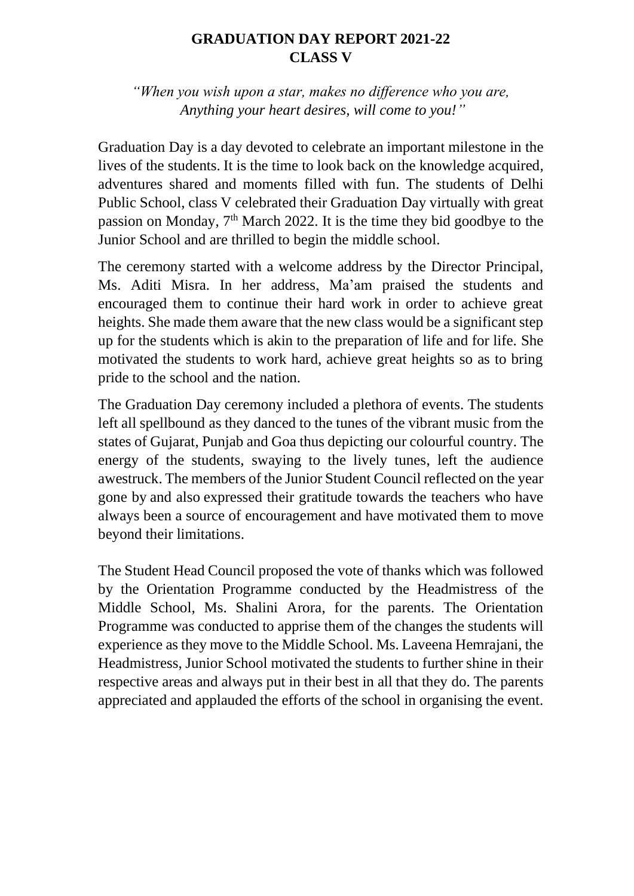# GRADUATION DAY REPORT 2021-22
## CLASS V

*"When you wish upon a star, makes no difference who you are,*
*Anything your heart desires, will come to you!"*

Graduation Day is a day devoted to celebrate an important milestone in the lives of the students. It is the time to look back on the knowledge acquired, adventures shared and moments filled with fun. The students of Delhi Public School, class V celebrated their Graduation Day virtually with great passion on Monday, 7th March 2022. It is the time they bid goodbye to the Junior School and are thrilled to begin the middle school.

The ceremony started with a welcome address by the Director Principal, Ms. Aditi Misra. In her address, Ma'am praised the students and encouraged them to continue their hard work in order to achieve great heights. She made them aware that the new class would be a significant step up for the students which is akin to the preparation of life and for life. She motivated the students to work hard, achieve great heights so as to bring pride to the school and the nation.

The Graduation Day ceremony included a plethora of events. The students left all spellbound as they danced to the tunes of the vibrant music from the states of Gujarat, Punjab and Goa thus depicting our colourful country. The energy of the students, swaying to the lively tunes, left the audience awestruck. The members of the Junior Student Council reflected on the year gone by and also expressed their gratitude towards the teachers who have always been a source of encouragement and have motivated them to move beyond their limitations.

The Student Head Council proposed the vote of thanks which was followed by the Orientation Programme conducted by the Headmistress of the Middle School, Ms. Shalini Arora, for the parents. The Orientation Programme was conducted to apprise them of the changes the students will experience as they move to the Middle School. Ms. Laveena Hemrajani, the Headmistress, Junior School motivated the students to further shine in their respective areas and always put in their best in all that they do. The parents appreciated and applauded the efforts of the school in organising the event.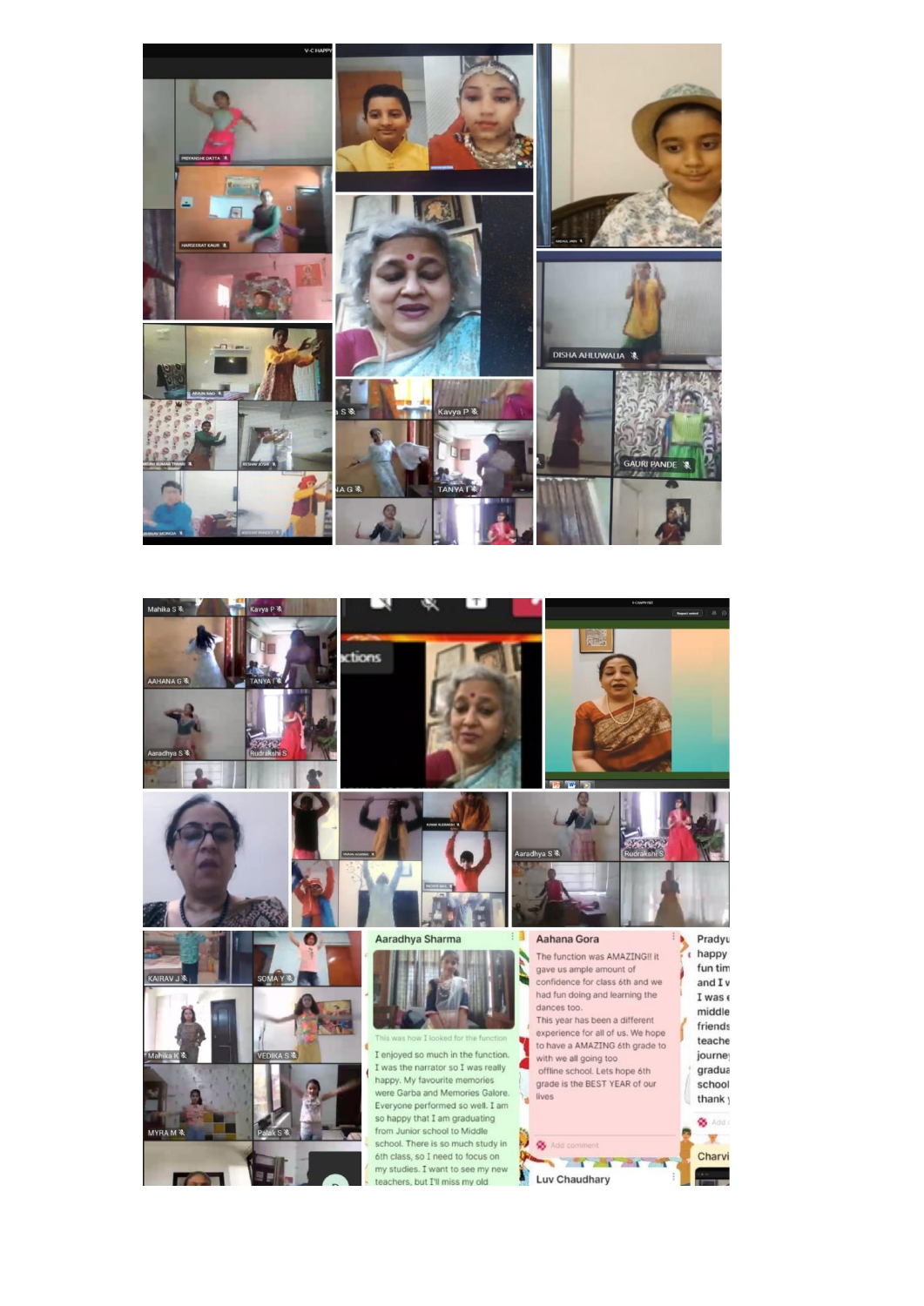**Aaradhya Sharma**

This was how I looked for the function

I enjoyed so much in the function. I was the narrator so I was really happy. My favourite memories were Garba and Memories Galore. Everyone performed so well. I am so happy that I am graduating from Junior school to Middle school. There is so much study in 6th class, so I need to focus on my studies. I want to see my new teachers, but I'll miss my old

**Aahana Gora**

The function was AMAZING!! it gave us ample amount of confidence for class 6th and we had fun doing and learning the dances too.

This year has been a different experience for all of us. We hope to have a AMAZING 6th grade to with we all going too offline school. Lets hope 6th grade is the BEST YEAR of our lives

Add comment

**Luv Chaudhary**

**Pradyu**

happy fun tim and I w I was e middle friends teache journey gradua school thank y

Charvi